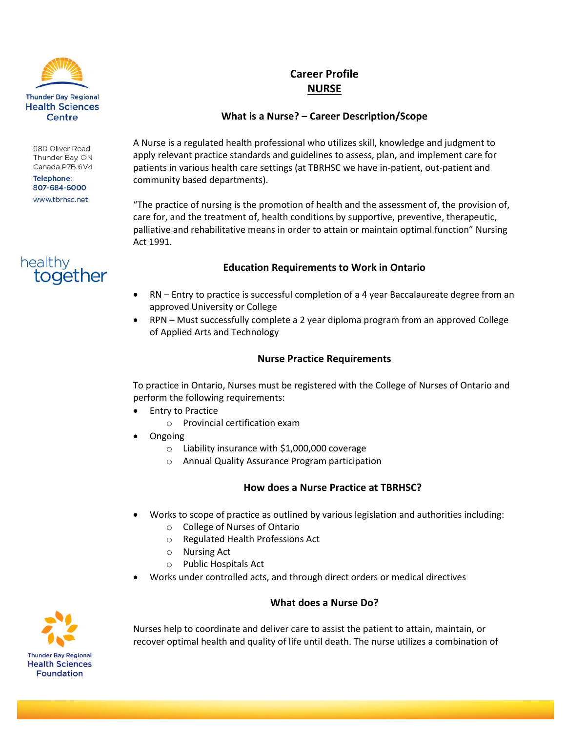Thunder Bay Regional Health Sciences Centre

980 Oliver Road
Thunder Bay, ON
Canada P7B 6V4

Telephone:
807-684-6000

www.tbrhsc.net

healthy together

# Career Profile
## NURSE

### What is a Nurse? – Career Description/Scope

A Nurse is a regulated health professional who utilizes skill, knowledge and judgment to apply relevant practice standards and guidelines to assess, plan, and implement care for patients in various health care settings (at TBRHSC we have in-patient, out-patient and community based departments).

"The practice of nursing is the promotion of health and the assessment of, the provision of, care for, and the treatment of, health conditions by supportive, preventive, therapeutic, palliative and rehabilitative means in order to attain or maintain optimal function" Nursing Act 1991.

### Education Requirements to Work in Ontario

- RN – Entry to practice is successful completion of a 4 year Baccalaureate degree from an approved University or College
- RPN – Must successfully complete a 2 year diploma program from an approved College of Applied Arts and Technology

### Nurse Practice Requirements

To practice in Ontario, Nurses must be registered with the College of Nurses of Ontario and perform the following requirements:

- Entry to Practice
  - Provincial certification exam
- Ongoing
  - Liability insurance with $1,000,000 coverage
  - Annual Quality Assurance Program participation

### How does a Nurse Practice at TBRHSC?

- Works to scope of practice as outlined by various legislation and authorities including:
  - College of Nurses of Ontario
  - Regulated Health Professions Act
  - Nursing Act
  - Public Hospitals Act
- Works under controlled acts, and through direct orders or medical directives

### What does a Nurse Do?

Nurses help to coordinate and deliver care to assist the patient to attain, maintain, or recover optimal health and quality of life until death. The nurse utilizes a combination of

Thunder Bay Regional Health Sciences Foundation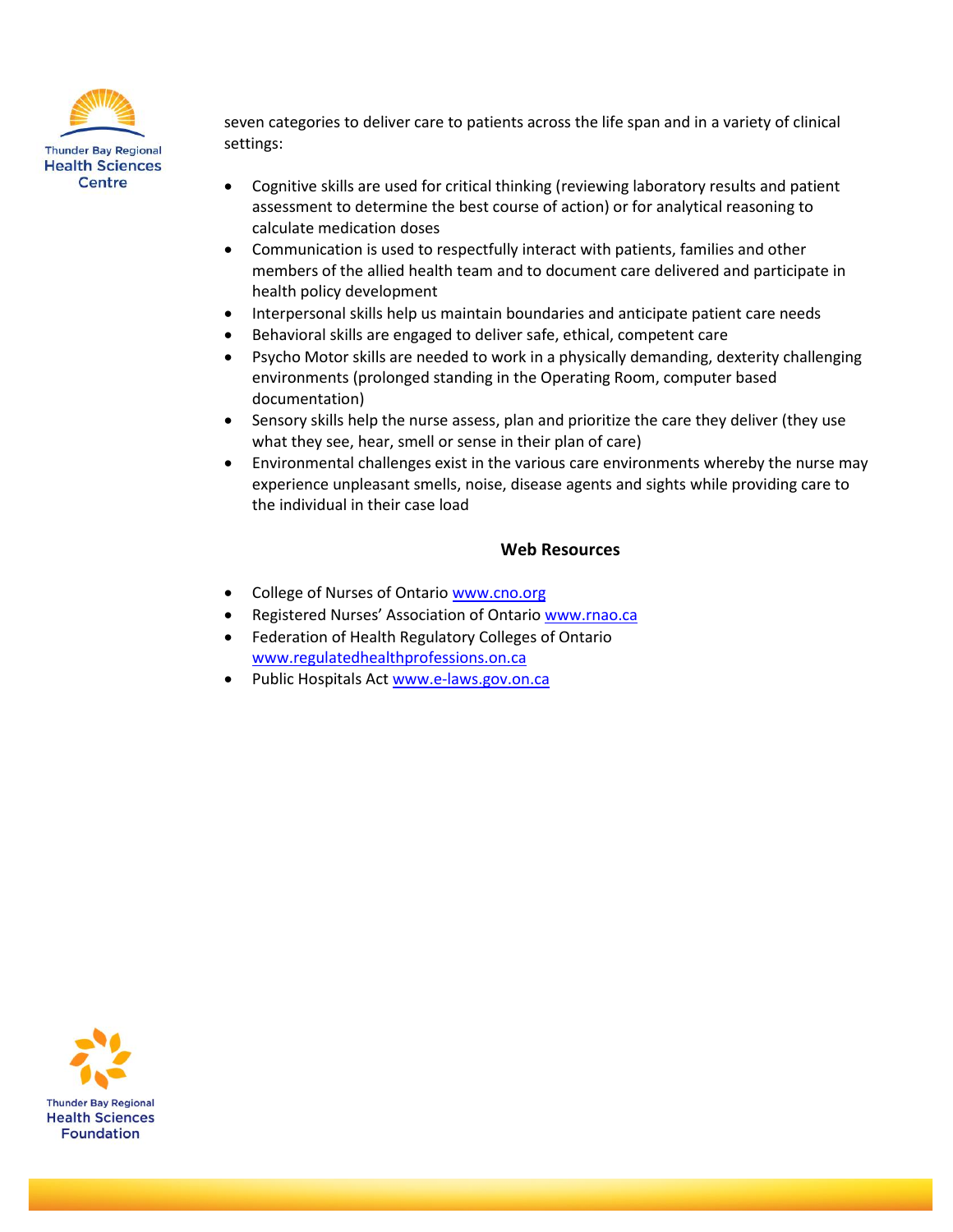seven categories to deliver care to patients across the life span and in a variety of clinical settings:

- Cognitive skills are used for critical thinking (reviewing laboratory results and patient assessment to determine the best course of action) or for analytical reasoning to calculate medication doses
- Communication is used to respectfully interact with patients, families and other members of the allied health team and to document care delivered and participate in health policy development
- Interpersonal skills help us maintain boundaries and anticipate patient care needs
- Behavioral skills are engaged to deliver safe, ethical, competent care
- Psycho Motor skills are needed to work in a physically demanding, dexterity challenging environments (prolonged standing in the Operating Room, computer based documentation)
- Sensory skills help the nurse assess, plan and prioritize the care they deliver (they use what they see, hear, smell or sense in their plan of care)
- Environmental challenges exist in the various care environments whereby the nurse may experience unpleasant smells, noise, disease agents and sights while providing care to the individual in their case load

## Web Resources

- College of Nurses of Ontario www.cno.org
- Registered Nurses' Association of Ontario www.rnao.ca
- Federation of Health Regulatory Colleges of Ontario www.regulatedhealthprofessions.on.ca
- Public Hospitals Act www.e-laws.gov.on.ca